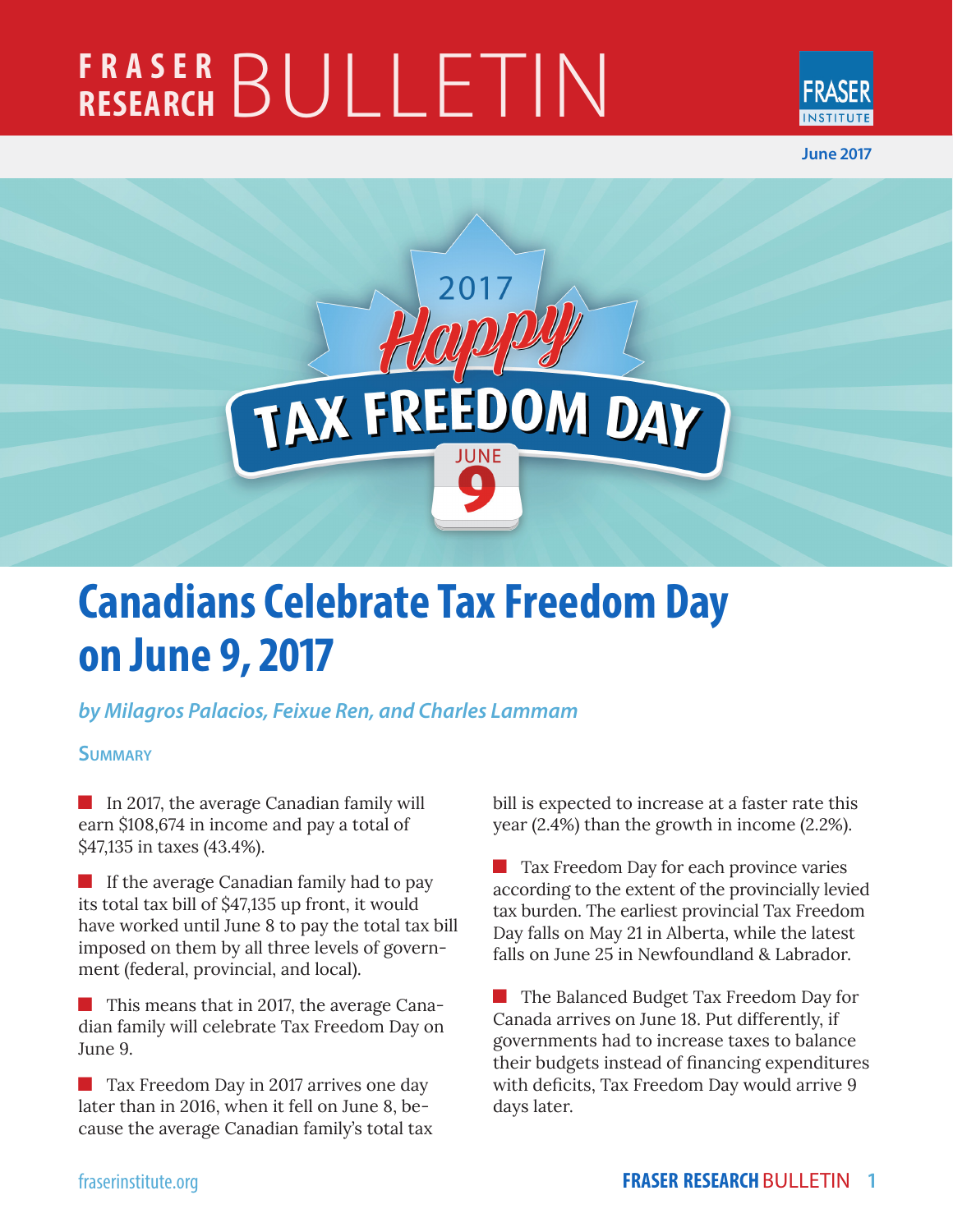# Canadians Celebrate Tax Freedom Day on June 9, 2017

*by Milagros Palacios, Feixue Ren, and Charles Lammam*

June 2017

## Summary

- In 2017, the average Canadian family will earn $108,674 in income and pay a total of $47,135 in taxes (43.4%).
- If the average Canadian family had to pay its total tax bill of $47,135 up front, it would have worked until June 8 to pay the total tax bill imposed on them by all three levels of government (federal, provincial, and local).
- This means that in 2017, the average Canadian family will celebrate Tax Freedom Day on June 9.
- Tax Freedom Day in 2017 arrives one day later than in 2016, when it fell on June 8, because the average Canadian family's total tax bill is expected to increase at a faster rate this year (2.4%) than the growth in income (2.2%).
- Tax Freedom Day for each province varies according to the extent of the provincially levied tax burden. The earliest provincial Tax Freedom Day falls on May 21 in Alberta, while the latest falls on June 25 in Newfoundland & Labrador.
- The Balanced Budget Tax Freedom Day for Canada arrives on June 18. Put differently, if governments had to increase taxes to balance their budgets instead of financing expenditures with deficits, Tax Freedom Day would arrive 9 days later.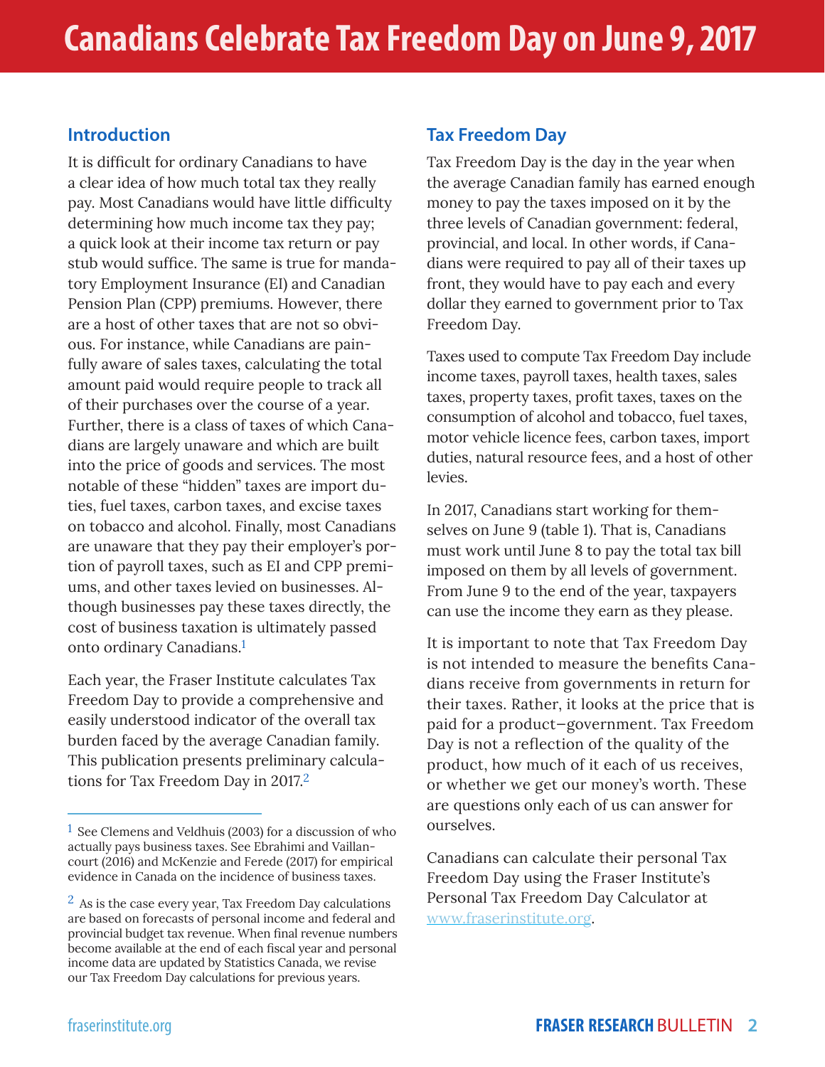# Canadians Celebrate Tax Freedom Day on June 9, 2017

## Introduction

It is difficult for ordinary Canadians to have a clear idea of how much total tax they really pay. Most Canadians would have little difficulty determining how much income tax they pay; a quick look at their income tax return or pay stub would suffice. The same is true for mandatory Employment Insurance (EI) and Canadian Pension Plan (CPP) premiums. However, there are a host of other taxes that are not so obvious. For instance, while Canadians are painfully aware of sales taxes, calculating the total amount paid would require people to track all of their purchases over the course of a year. Further, there is a class of taxes of which Canadians are largely unaware and which are built into the price of goods and services. The most notable of these "hidden" taxes are import duties, fuel taxes, carbon taxes, and excise taxes on tobacco and alcohol. Finally, most Canadians are unaware that they pay their employer's portion of payroll taxes, such as EI and CPP premiums, and other taxes levied on businesses. Although businesses pay these taxes directly, the cost of business taxation is ultimately passed onto ordinary Canadians.[1]

Each year, the Fraser Institute calculates Tax Freedom Day to provide a comprehensive and easily understood indicator of the overall tax burden faced by the average Canadian family. This publication presents preliminary calculations for Tax Freedom Day in 2017.[2]

## Tax Freedom Day

Tax Freedom Day is the day in the year when the average Canadian family has earned enough money to pay the taxes imposed on it by the three levels of Canadian government: federal, provincial, and local. In other words, if Canadians were required to pay all of their taxes up front, they would have to pay each and every dollar they earned to government prior to Tax Freedom Day.

Taxes used to compute Tax Freedom Day include income taxes, payroll taxes, health taxes, sales taxes, property taxes, profit taxes, taxes on the consumption of alcohol and tobacco, fuel taxes, motor vehicle licence fees, carbon taxes, import duties, natural resource fees, and a host of other levies.

In 2017, Canadians start working for themselves on June 9 (table 1). That is, Canadians must work until June 8 to pay the total tax bill imposed on them by all levels of government. From June 9 to the end of the year, taxpayers can use the income they earn as they please.

It is important to note that Tax Freedom Day is not intended to measure the benefits Canadians receive from governments in return for their taxes. Rather, it looks at the price that is paid for a product—government. Tax Freedom Day is not a reflection of the quality of the product, how much of it each of us receives, or whether we get our money's worth. These are questions only each of us can answer for ourselves.

Canadians can calculate their personal Tax Freedom Day using the Fraser Institute's Personal Tax Freedom Day Calculator at www.fraserinstitute.org.

---

[1] See Clemens and Veldhuis (2003) for a discussion of who actually pays business taxes. See Ebrahimi and Vaillancourt (2016) and McKenzie and Ferede (2017) for empirical evidence in Canada on the incidence of business taxes.

[2] As is the case every year, Tax Freedom Day calculations are based on forecasts of personal income and federal and provincial budget tax revenue. When final revenue numbers become available at the end of each fiscal year and personal income data are updated by Statistics Canada, we revise our Tax Freedom Day calculations for previous years.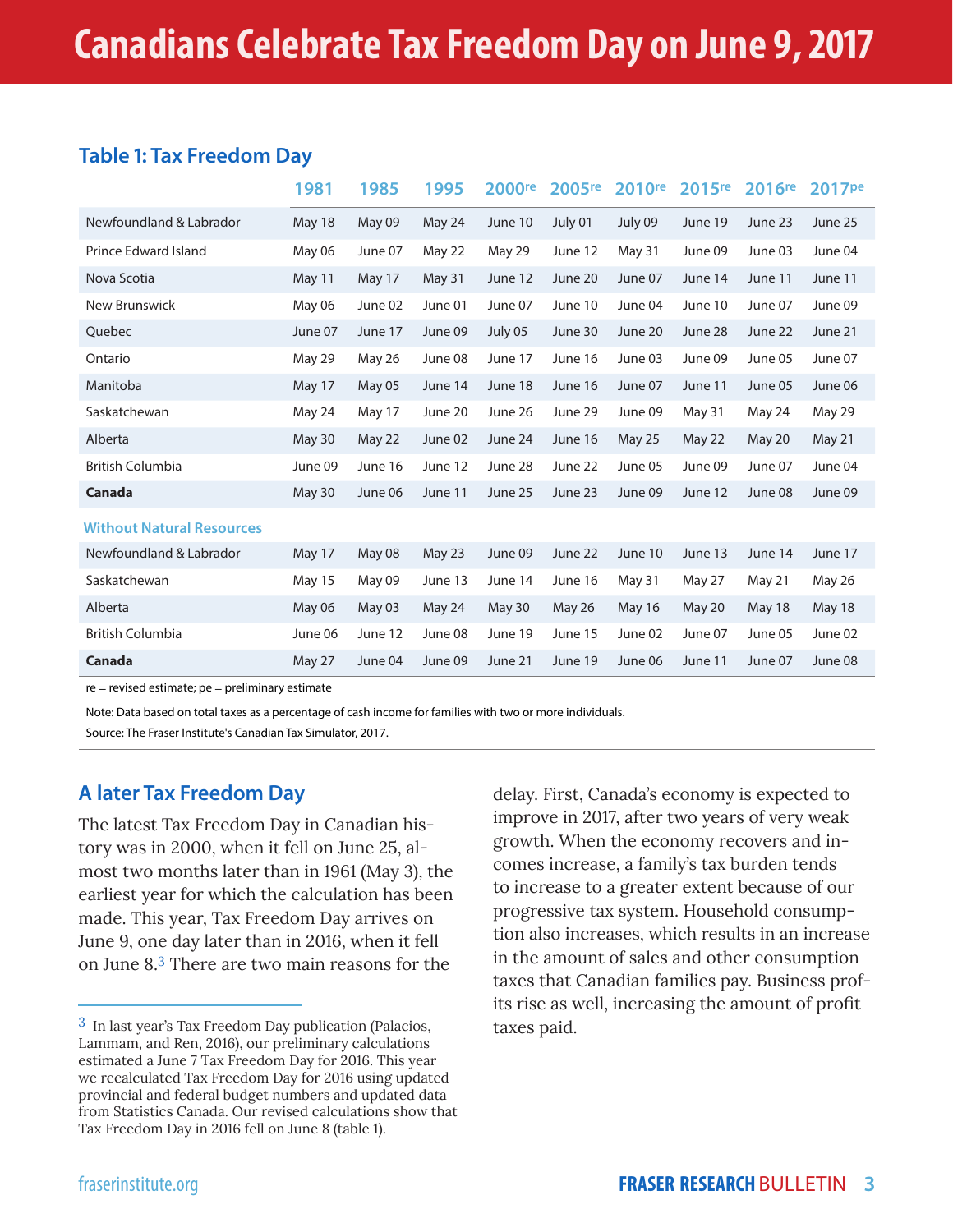# Canadians Celebrate Tax Freedom Day on June 9, 2017

### Table 1: Tax Freedom Day

| | 1981 | 1985 | 1995 | 2000re | 2005re | 2010re | 2015re | 2016re | 2017pe |
|---|---|---|---|---|---|---|---|---|---|
| Newfoundland & Labrador | May 18 | May 09 | May 24 | June 10 | July 01 | July 09 | June 19 | June 23 | June 25 |
| Prince Edward Island | May 06 | June 07 | May 22 | May 29 | June 12 | May 31 | June 09 | June 03 | June 04 |
| Nova Scotia | May 11 | May 17 | May 31 | June 12 | June 20 | June 07 | June 14 | June 11 | June 11 |
| New Brunswick | May 06 | June 02 | June 01 | June 07 | June 10 | June 04 | June 10 | June 07 | June 09 |
| Quebec | June 07 | June 17 | June 09 | July 05 | June 30 | June 20 | June 28 | June 22 | June 21 |
| Ontario | May 29 | May 26 | June 08 | June 17 | June 16 | June 03 | June 09 | June 05 | June 07 |
| Manitoba | May 17 | May 05 | June 14 | June 18 | June 16 | June 07 | June 11 | June 05 | June 06 |
| Saskatchewan | May 24 | May 17 | June 20 | June 26 | June 29 | June 09 | May 31 | May 24 | May 29 |
| Alberta | May 30 | May 22 | June 02 | June 24 | June 16 | May 25 | May 22 | May 20 | May 21 |
| British Columbia | June 09 | June 16 | June 12 | June 28 | June 22 | June 05 | June 09 | June 07 | June 04 |
| **Canada** | May 30 | June 06 | June 11 | June 25 | June 23 | June 09 | June 12 | June 08 | June 09 |
| **Without Natural Resources** | | | | | | | | | |
| Newfoundland & Labrador | May 17 | May 08 | May 23 | June 09 | June 22 | June 10 | June 13 | June 14 | June 17 |
| Saskatchewan | May 15 | May 09 | June 13 | June 14 | June 16 | May 31 | May 27 | May 21 | May 26 |
| Alberta | May 06 | May 03 | May 24 | May 30 | May 26 | May 16 | May 20 | May 18 | May 18 |
| British Columbia | June 06 | June 12 | June 08 | June 19 | June 15 | June 02 | June 07 | June 05 | June 02 |
| **Canada** | May 27 | June 04 | June 09 | June 21 | June 19 | June 06 | June 11 | June 07 | June 08 |

re = revised estimate; pe = preliminary estimate

Note: Data based on total taxes as a percentage of cash income for families with two or more individuals.

Source: The Fraser Institute's Canadian Tax Simulator, 2017.

## A later Tax Freedom Day

The latest Tax Freedom Day in Canadian history was in 2000, when it fell on June 25, almost two months later than in 1961 (May 3), the earliest year for which the calculation has been made. This year, Tax Freedom Day arrives on June 9, one day later than in 2016, when it fell on June 8.[3] There are two main reasons for the delay. First, Canada's economy is expected to improve in 2017, after two years of very weak growth. When the economy recovers and incomes increase, a family's tax burden tends to increase to a greater extent because of our progressive tax system. Household consumption also increases, which results in an increase in the amount of sales and other consumption taxes that Canadian families pay. Business profits rise as well, increasing the amount of profit taxes paid.

[3] In last year's Tax Freedom Day publication (Palacios, Lammam, and Ren, 2016), our preliminary calculations estimated a June 7 Tax Freedom Day for 2016. This year we recalculated Tax Freedom Day for 2016 using updated provincial and federal budget numbers and updated data from Statistics Canada. Our revised calculations show that Tax Freedom Day in 2016 fell on June 8 (table 1).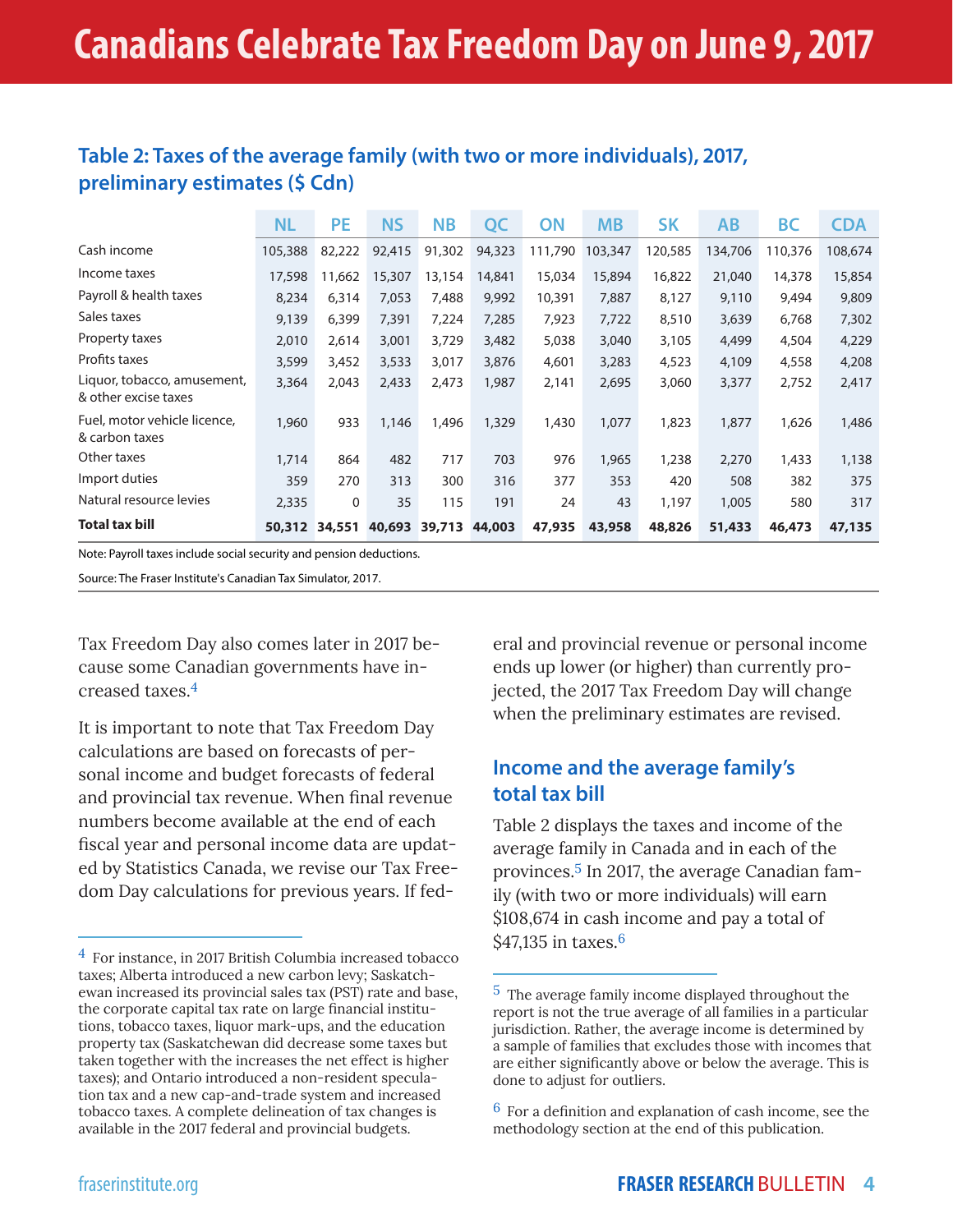# Canadians Celebrate Tax Freedom Day on June 9, 2017

### Table 2: Taxes of the average family (with two or more individuals), 2017, preliminary estimates ($ Cdn)

| | NL | PE | NS | NB | QC | ON | MB | SK | AB | BC | CDA |
|---|---|---|---|---|---|---|---|---|---|---|---|
| Cash income | 105,388 | 82,222 | 92,415 | 91,302 | 94,323 | 111,790 | 103,347 | 120,585 | 134,706 | 110,376 | 108,674 |
| Income taxes | 17,598 | 11,662 | 15,307 | 13,154 | 14,841 | 15,034 | 15,894 | 16,822 | 21,040 | 14,378 | 15,854 |
| Payroll & health taxes | 8,234 | 6,314 | 7,053 | 7,488 | 9,992 | 10,391 | 7,887 | 8,127 | 9,110 | 9,494 | 9,809 |
| Sales taxes | 9,139 | 6,399 | 7,391 | 7,224 | 7,285 | 7,923 | 7,722 | 8,510 | 3,639 | 6,768 | 7,302 |
| Property taxes | 2,010 | 2,614 | 3,001 | 3,729 | 3,482 | 5,038 | 3,040 | 3,105 | 4,499 | 4,504 | 4,229 |
| Profits taxes | 3,599 | 3,452 | 3,533 | 3,017 | 3,876 | 4,601 | 3,283 | 4,523 | 4,109 | 4,558 | 4,208 |
| Liquor, tobacco, amusement, & other excise taxes | 3,364 | 2,043 | 2,433 | 2,473 | 1,987 | 2,141 | 2,695 | 3,060 | 3,377 | 2,752 | 2,417 |
| Fuel, motor vehicle licence, & carbon taxes | 1,960 | 933 | 1,146 | 1,496 | 1,329 | 1,430 | 1,077 | 1,823 | 1,877 | 1,626 | 1,486 |
| Other taxes | 1,714 | 864 | 482 | 717 | 703 | 976 | 1,965 | 1,238 | 2,270 | 1,433 | 1,138 |
| Import duties | 359 | 270 | 313 | 300 | 316 | 377 | 353 | 420 | 508 | 382 | 375 |
| Natural resource levies | 2,335 | 0 | 35 | 115 | 191 | 24 | 43 | 1,197 | 1,005 | 580 | 317 |
| **Total tax bill** | **50,312** | **34,551** | **40,693** | **39,713** | **44,003** | **47,935** | **43,958** | **48,826** | **51,433** | **46,473** | **47,135** |

Note: Payroll taxes include social security and pension deductions.

Source: The Fraser Institute's Canadian Tax Simulator, 2017.

Tax Freedom Day also comes later in 2017 because some Canadian governments have increased taxes.[4]

It is important to note that Tax Freedom Day calculations are based on forecasts of personal income and budget forecasts of federal and provincial tax revenue. When final revenue numbers become available at the end of each fiscal year and personal income data are updated by Statistics Canada, we revise our Tax Freedom Day calculations for previous years. If federal and provincial revenue or personal income ends up lower (or higher) than currently projected, the 2017 Tax Freedom Day will change when the preliminary estimates are revised.

## Income and the average family's total tax bill

Table 2 displays the taxes and income of the average family in Canada and in each of the provinces.[5] In 2017, the average Canadian family (with two or more individuals) will earn $108,674 in cash income and pay a total of $47,135 in taxes.[6]

---

[4] For instance, in 2017 British Columbia increased tobacco taxes; Alberta introduced a new carbon levy; Saskatchewan increased its provincial sales tax (PST) rate and base, the corporate capital tax rate on large financial institutions, tobacco taxes, liquor mark-ups, and the education property tax (Saskatchewan did decrease some taxes but taken together with the increases the net effect is higher taxes); and Ontario introduced a non-resident speculation tax and a new cap-and-trade system and increased tobacco taxes. A complete delineation of tax changes is available in the 2017 federal and provincial budgets.

[5] The average family income displayed throughout the report is not the true average of all families in a particular jurisdiction. Rather, the average income is determined by a sample of families that excludes those with incomes that are either significantly above or below the average. This is done to adjust for outliers.

[6] For a definition and explanation of cash income, see the methodology section at the end of this publication.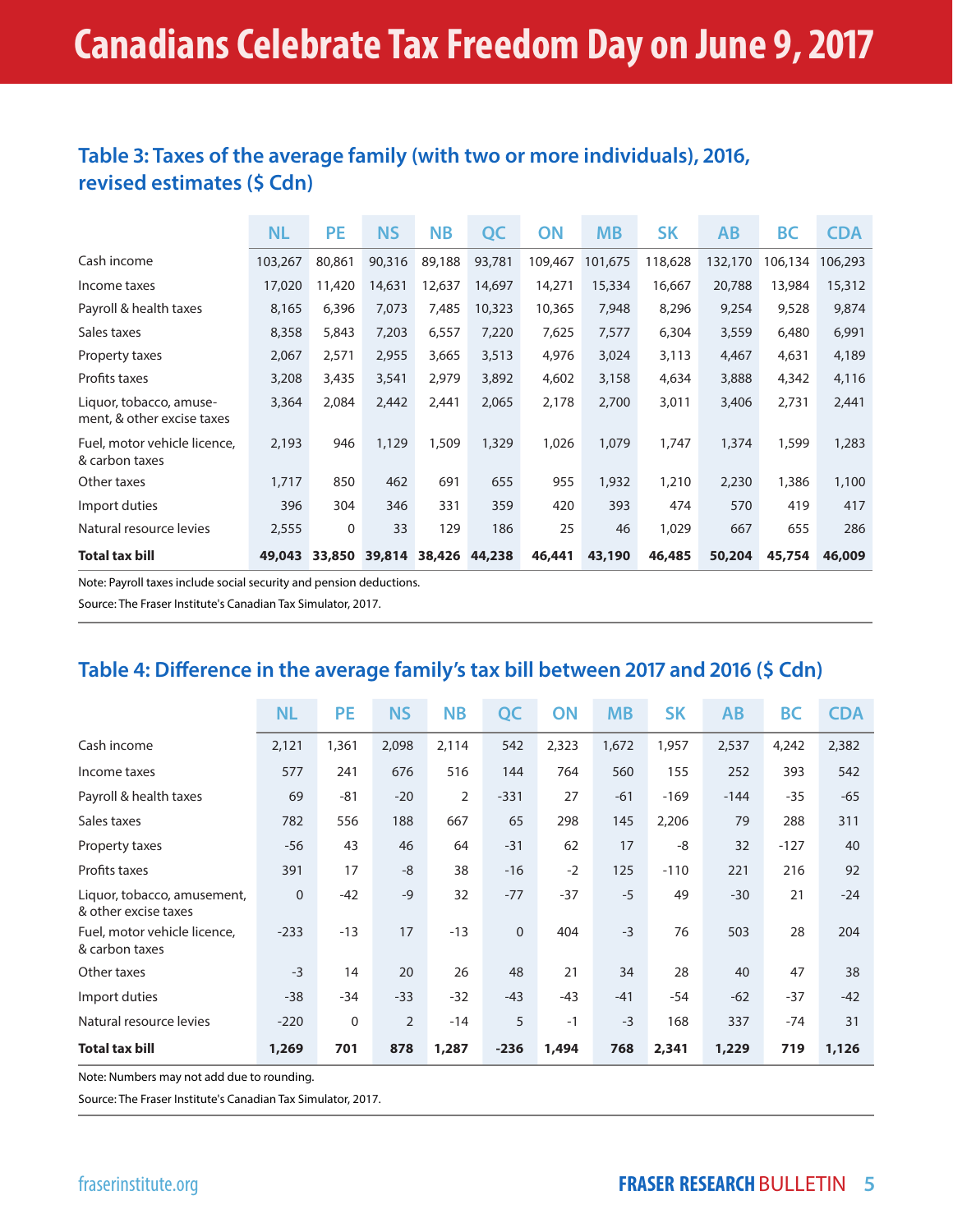# Canadians Celebrate Tax Freedom Day on June 9, 2017

### Table 3: Taxes of the average family (with two or more individuals), 2016, revised estimates ($ Cdn)

| | NL | PE | NS | NB | QC | ON | MB | SK | AB | BC | CDA |
|---|---|---|---|---|---|---|---|---|---|---|---|
| Cash income | 103,267 | 80,861 | 90,316 | 89,188 | 93,781 | 109,467 | 101,675 | 118,628 | 132,170 | 106,134 | 106,293 |
| Income taxes | 17,020 | 11,420 | 14,631 | 12,637 | 14,697 | 14,271 | 15,334 | 16,667 | 20,788 | 13,984 | 15,312 |
| Payroll & health taxes | 8,165 | 6,396 | 7,073 | 7,485 | 10,323 | 10,365 | 7,948 | 8,296 | 9,254 | 9,528 | 9,874 |
| Sales taxes | 8,358 | 5,843 | 7,203 | 6,557 | 7,220 | 7,625 | 7,577 | 6,304 | 3,559 | 6,480 | 6,991 |
| Property taxes | 2,067 | 2,571 | 2,955 | 3,665 | 3,513 | 4,976 | 3,024 | 3,113 | 4,467 | 4,631 | 4,189 |
| Profits taxes | 3,208 | 3,435 | 3,541 | 2,979 | 3,892 | 4,602 | 3,158 | 4,634 | 3,888 | 4,342 | 4,116 |
| Liquor, tobacco, amusement, & other excise taxes | 3,364 | 2,084 | 2,442 | 2,441 | 2,065 | 2,178 | 2,700 | 3,011 | 3,406 | 2,731 | 2,441 |
| Fuel, motor vehicle licence, & carbon taxes | 2,193 | 946 | 1,129 | 1,509 | 1,329 | 1,026 | 1,079 | 1,747 | 1,374 | 1,599 | 1,283 |
| Other taxes | 1,717 | 850 | 462 | 691 | 655 | 955 | 1,932 | 1,210 | 2,230 | 1,386 | 1,100 |
| Import duties | 396 | 304 | 346 | 331 | 359 | 420 | 393 | 474 | 570 | 419 | 417 |
| Natural resource levies | 2,555 | 0 | 33 | 129 | 186 | 25 | 46 | 1,029 | 667 | 655 | 286 |
| **Total tax bill** | **49,043** | **33,850** | **39,814** | **38,426** | **44,238** | **46,441** | **43,190** | **46,485** | **50,204** | **45,754** | **46,009** |

Note: Payroll taxes include social security and pension deductions.

Source: The Fraser Institute's Canadian Tax Simulator, 2017.

### Table 4: Difference in the average family's tax bill between 2017 and 2016 ($ Cdn)

| | NL | PE | NS | NB | QC | ON | MB | SK | AB | BC | CDA |
|---|---|---|---|---|---|---|---|---|---|---|---|
| Cash income | 2,121 | 1,361 | 2,098 | 2,114 | 542 | 2,323 | 1,672 | 1,957 | 2,537 | 4,242 | 2,382 |
| Income taxes | 577 | 241 | 676 | 516 | 144 | 764 | 560 | 155 | 252 | 393 | 542 |
| Payroll & health taxes | 69 | -81 | -20 | 2 | -331 | 27 | -61 | -169 | -144 | -35 | -65 |
| Sales taxes | 782 | 556 | 188 | 667 | 65 | 298 | 145 | 2,206 | 79 | 288 | 311 |
| Property taxes | -56 | 43 | 46 | 64 | -31 | 62 | 17 | -8 | 32 | -127 | 40 |
| Profits taxes | 391 | 17 | -8 | 38 | -16 | -2 | 125 | -110 | 221 | 216 | 92 |
| Liquor, tobacco, amusement, & other excise taxes | 0 | -42 | -9 | 32 | -77 | -37 | -5 | 49 | -30 | 21 | -24 |
| Fuel, motor vehicle licence, & carbon taxes | -233 | -13 | 17 | -13 | 0 | 404 | -3 | 76 | 503 | 28 | 204 |
| Other taxes | -3 | 14 | 20 | 26 | 48 | 21 | 34 | 28 | 40 | 47 | 38 |
| Import duties | -38 | -34 | -33 | -32 | -43 | -43 | -41 | -54 | -62 | -37 | -42 |
| Natural resource levies | -220 | 0 | 2 | -14 | 5 | -1 | -3 | 168 | 337 | -74 | 31 |
| **Total tax bill** | **1,269** | **701** | **878** | **1,287** | **-236** | **1,494** | **768** | **2,341** | **1,229** | **719** | **1,126** |

Note: Numbers may not add due to rounding.

Source: The Fraser Institute's Canadian Tax Simulator, 2017.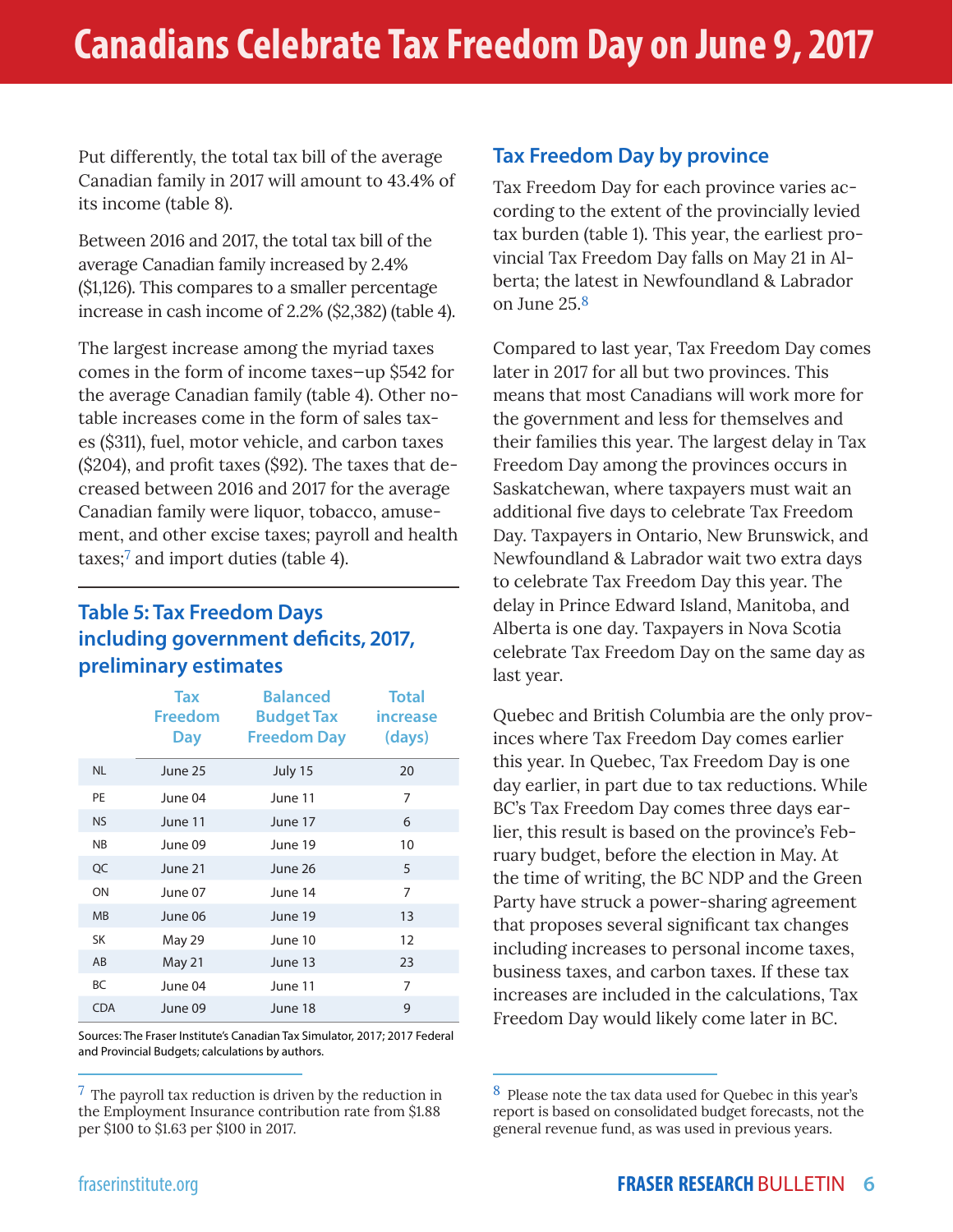# Canadians Celebrate Tax Freedom Day on June 9, 2017

Put differently, the total tax bill of the average Canadian family in 2017 will amount to 43.4% of its income (table 8).

Between 2016 and 2017, the total tax bill of the average Canadian family increased by 2.4% ($1,126). This compares to a smaller percentage increase in cash income of 2.2% ($2,382) (table 4).

The largest increase among the myriad taxes comes in the form of income taxes—up $542 for the average Canadian family (table 4). Other notable increases come in the form of sales taxes ($311), fuel, motor vehicle, and carbon taxes ($204), and profit taxes ($92). The taxes that decreased between 2016 and 2017 for the average Canadian family were liquor, tobacco, amusement, and other excise taxes; payroll and health taxes;[7] and import duties (table 4).

## Table 5: Tax Freedom Days including government deficits, 2017, preliminary estimates

| | Tax Freedom Day | Balanced Budget Tax Freedom Day | Total increase (days) |
|---|---|---|---|
| NL | June 25 | July 15 | 20 |
| PE | June 04 | June 11 | 7 |
| NS | June 11 | June 17 | 6 |
| NB | June 09 | June 19 | 10 |
| QC | June 21 | June 26 | 5 |
| ON | June 07 | June 14 | 7 |
| MB | June 06 | June 19 | 13 |
| SK | May 29 | June 10 | 12 |
| AB | May 21 | June 13 | 23 |
| BC | June 04 | June 11 | 7 |
| CDA | June 09 | June 18 | 9 |

Sources: The Fraser Institute's Canadian Tax Simulator, 2017; 2017 Federal and Provincial Budgets; calculations by authors.

## Tax Freedom Day by province

Tax Freedom Day for each province varies according to the extent of the provincially levied tax burden (table 1). This year, the earliest provincial Tax Freedom Day falls on May 21 in Alberta; the latest in Newfoundland & Labrador on June 25.[8]

Compared to last year, Tax Freedom Day comes later in 2017 for all but two provinces. This means that most Canadians will work more for the government and less for themselves and their families this year. The largest delay in Tax Freedom Day among the provinces occurs in Saskatchewan, where taxpayers must wait an additional five days to celebrate Tax Freedom Day. Taxpayers in Ontario, New Brunswick, and Newfoundland & Labrador wait two extra days to celebrate Tax Freedom Day this year. The delay in Prince Edward Island, Manitoba, and Alberta is one day. Taxpayers in Nova Scotia celebrate Tax Freedom Day on the same day as last year.

Quebec and British Columbia are the only provinces where Tax Freedom Day comes earlier this year. In Quebec, Tax Freedom Day is one day earlier, in part due to tax reductions. While BC's Tax Freedom Day comes three days earlier, this result is based on the province's February budget, before the election in May. At the time of writing, the BC NDP and the Green Party have struck a power-sharing agreement that proposes several significant tax changes including increases to personal income taxes, business taxes, and carbon taxes. If these tax increases are included in the calculations, Tax Freedom Day would likely come later in BC.

---

[7] The payroll tax reduction is driven by the reduction in the Employment Insurance contribution rate from $1.88 per $100 to $1.63 per $100 in 2017.

[8] Please note the tax data used for Quebec in this year's report is based on consolidated budget forecasts, not the general revenue fund, as was used in previous years.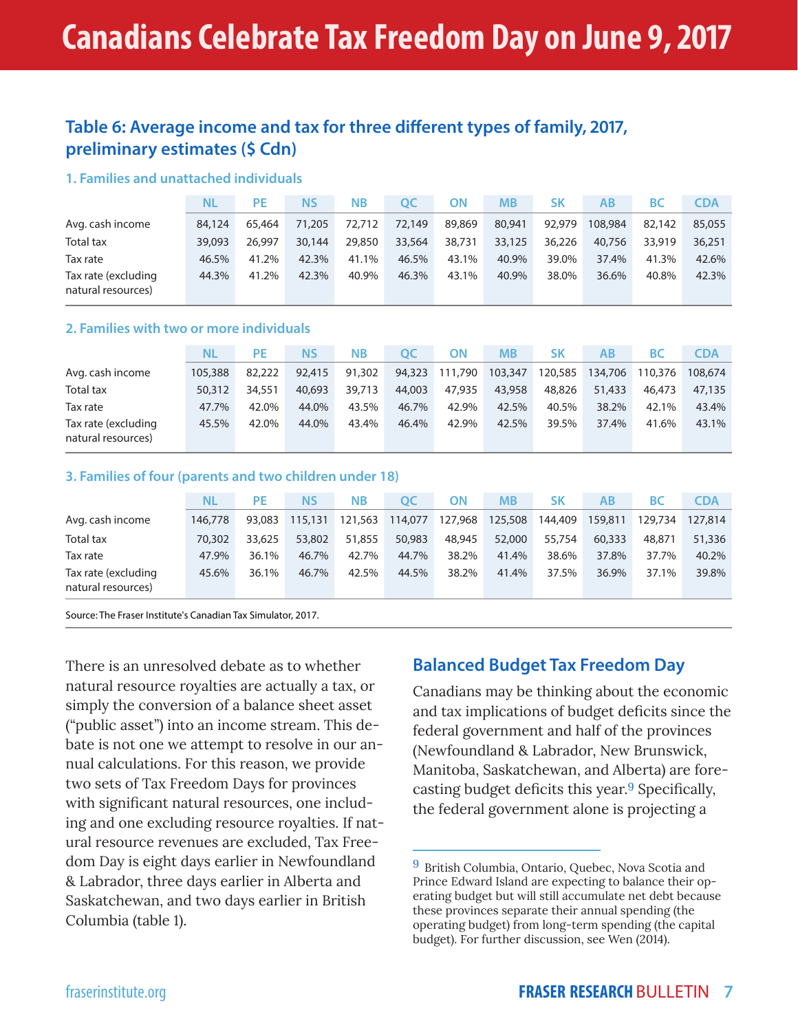## Table 6: Average income and tax for three different types of family, 2017, preliminary estimates ($ Cdn)

### 1. Families and unattached individuals

| | NL | PE | NS | NB | QC | ON | MB | SK | AB | BC | CDA |
|---|---|---|---|---|---|---|---|---|---|---|---|
| Avg. cash income | 84,124 | 65,464 | 71,205 | 72,712 | 72,149 | 89,869 | 80,941 | 92,979 | 108,984 | 82,142 | 85,055 |
| Total tax | 39,093 | 26,997 | 30,144 | 29,850 | 33,564 | 38,731 | 33,125 | 36,226 | 40,756 | 33,919 | 36,251 |
| Tax rate | 46.5% | 41.2% | 42.3% | 41.1% | 46.5% | 43.1% | 40.9% | 39.0% | 37.4% | 41.3% | 42.6% |
| Tax rate (excluding natural resources) | 44.3% | 41.2% | 42.3% | 40.9% | 46.3% | 43.1% | 40.9% | 38.0% | 36.6% | 40.8% | 42.3% |

### 2. Families with two or more individuals

| | NL | PE | NS | NB | QC | ON | MB | SK | AB | BC | CDA |
|---|---|---|---|---|---|---|---|---|---|---|---|
| Avg. cash income | 105,388 | 82,222 | 92,415 | 91,302 | 94,323 | 111,790 | 103,347 | 120,585 | 134,706 | 110,376 | 108,674 |
| Total tax | 50,312 | 34,551 | 40,693 | 39,713 | 44,003 | 47,935 | 43,958 | 48,826 | 51,433 | 46,473 | 47,135 |
| Tax rate | 47.7% | 42.0% | 44.0% | 43.5% | 46.7% | 42.9% | 42.5% | 40.5% | 38.2% | 42.1% | 43.4% |
| Tax rate (excluding natural resources) | 45.5% | 42.0% | 44.0% | 43.4% | 46.4% | 42.9% | 42.5% | 39.5% | 37.4% | 41.6% | 43.1% |

### 3. Families of four (parents and two children under 18)

| | NL | PE | NS | NB | QC | ON | MB | SK | AB | BC | CDA |
|---|---|---|---|---|---|---|---|---|---|---|---|
| Avg. cash income | 146,778 | 93,083 | 115,131 | 121,563 | 114,077 | 127,968 | 125,508 | 144,409 | 159,811 | 129,734 | 127,814 |
| Total tax | 70,302 | 33,625 | 53,802 | 51,855 | 50,983 | 48,945 | 52,000 | 55,754 | 60,333 | 48,871 | 51,336 |
| Tax rate | 47.9% | 36.1% | 46.7% | 42.7% | 44.7% | 38.2% | 41.4% | 38.6% | 37.8% | 37.7% | 40.2% |
| Tax rate (excluding natural resources) | 45.6% | 36.1% | 46.7% | 42.5% | 44.5% | 38.2% | 41.4% | 37.5% | 36.9% | 37.1% | 39.8% |

Source: The Fraser Institute's Canadian Tax Simulator, 2017.

There is an unresolved debate as to whether natural resource royalties are actually a tax, or simply the conversion of a balance sheet asset ("public asset") into an income stream. This debate is not one we attempt to resolve in our annual calculations. For this reason, we provide two sets of Tax Freedom Days for provinces with significant natural resources, one including and one excluding resource royalties. If natural resource revenues are excluded, Tax Freedom Day is eight days earlier in Newfoundland & Labrador, three days earlier in Alberta and Saskatchewan, and two days earlier in British Columbia (table 1).

## Balanced Budget Tax Freedom Day

Canadians may be thinking about the economic and tax implications of budget deficits since the federal government and half of the provinces (Newfoundland & Labrador, New Brunswick, Manitoba, Saskatchewan, and Alberta) are forecasting budget deficits this year.[9] Specifically, the federal government alone is projecting a

[9] British Columbia, Ontario, Quebec, Nova Scotia and Prince Edward Island are expecting to balance their operating budget but will still accumulate net debt because these provinces separate their annual spending (the operating budget) from long-term spending (the capital budget). For further discussion, see Wen (2014).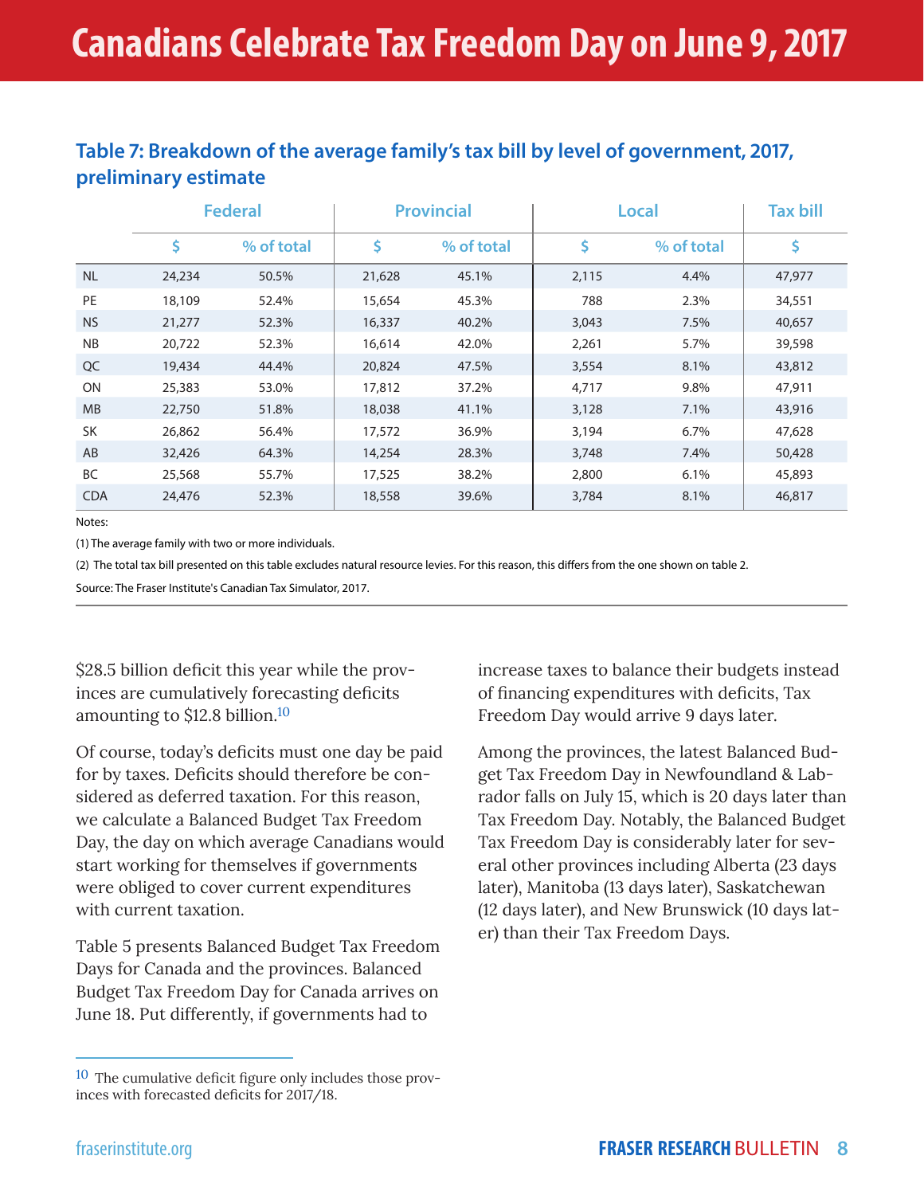# Canadians Celebrate Tax Freedom Day on June 9, 2017

### Table 7: Breakdown of the average family's tax bill by level of government, 2017, preliminary estimate

| | Federal | | Provincial | | Local | | Tax bill |
|---|---|---|---|---|---|---|---|
| | $ | % of total | $ | % of total | $ | % of total | $ |
| NL | 24,234 | 50.5% | 21,628 | 45.1% | 2,115 | 4.4% | 47,977 |
| PE | 18,109 | 52.4% | 15,654 | 45.3% | 788 | 2.3% | 34,551 |
| NS | 21,277 | 52.3% | 16,337 | 40.2% | 3,043 | 7.5% | 40,657 |
| NB | 20,722 | 52.3% | 16,614 | 42.0% | 2,261 | 5.7% | 39,598 |
| QC | 19,434 | 44.4% | 20,824 | 47.5% | 3,554 | 8.1% | 43,812 |
| ON | 25,383 | 53.0% | 17,812 | 37.2% | 4,717 | 9.8% | 47,911 |
| MB | 22,750 | 51.8% | 18,038 | 41.1% | 3,128 | 7.1% | 43,916 |
| SK | 26,862 | 56.4% | 17,572 | 36.9% | 3,194 | 6.7% | 47,628 |
| AB | 32,426 | 64.3% | 14,254 | 28.3% | 3,748 | 7.4% | 50,428 |
| BC | 25,568 | 55.7% | 17,525 | 38.2% | 2,800 | 6.1% | 45,893 |
| CDA | 24,476 | 52.3% | 18,558 | 39.6% | 3,784 | 8.1% | 46,817 |

Notes:

(1) The average family with two or more individuals.

(2) The total tax bill presented on this table excludes natural resource levies. For this reason, this differs from the one shown on table 2.

Source: The Fraser Institute's Canadian Tax Simulator, 2017.

$28.5 billion deficit this year while the provinces are cumulatively forecasting deficits amounting to $12.8 billion.[10]

Of course, today's deficits must one day be paid for by taxes. Deficits should therefore be considered as deferred taxation. For this reason, we calculate a Balanced Budget Tax Freedom Day, the day on which average Canadians would start working for themselves if governments were obliged to cover current expenditures with current taxation.

Table 5 presents Balanced Budget Tax Freedom Days for Canada and the provinces. Balanced Budget Tax Freedom Day for Canada arrives on June 18. Put differently, if governments had to increase taxes to balance their budgets instead of financing expenditures with deficits, Tax Freedom Day would arrive 9 days later.

Among the provinces, the latest Balanced Budget Tax Freedom Day in Newfoundland & Labrador falls on July 15, which is 20 days later than Tax Freedom Day. Notably, the Balanced Budget Tax Freedom Day is considerably later for several other provinces including Alberta (23 days later), Manitoba (13 days later), Saskatchewan (12 days later), and New Brunswick (10 days later) than their Tax Freedom Days.

[10] The cumulative deficit figure only includes those provinces with forecasted deficits for 2017/18.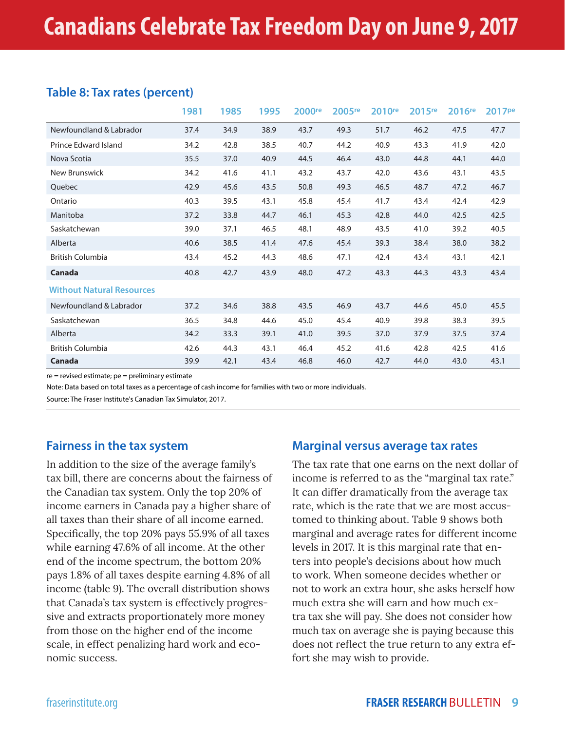# Canadians Celebrate Tax Freedom Day on June 9, 2017

**Table 8: Tax rates (percent)**

| | 1981 | 1985 | 1995 | 2000re | 2005re | 2010re | 2015re | 2016re | 2017pe |
|---|---|---|---|---|---|---|---|---|---|
| Newfoundland & Labrador | 37.4 | 34.9 | 38.9 | 43.7 | 49.3 | 51.7 | 46.2 | 47.5 | 47.7 |
| Prince Edward Island | 34.2 | 42.8 | 38.5 | 40.7 | 44.2 | 40.9 | 43.3 | 41.9 | 42.0 |
| Nova Scotia | 35.5 | 37.0 | 40.9 | 44.5 | 46.4 | 43.0 | 44.8 | 44.1 | 44.0 |
| New Brunswick | 34.2 | 41.6 | 41.1 | 43.2 | 43.7 | 42.0 | 43.6 | 43.1 | 43.5 |
| Quebec | 42.9 | 45.6 | 43.5 | 50.8 | 49.3 | 46.5 | 48.7 | 47.2 | 46.7 |
| Ontario | 40.3 | 39.5 | 43.1 | 45.8 | 45.4 | 41.7 | 43.4 | 42.4 | 42.9 |
| Manitoba | 37.2 | 33.8 | 44.7 | 46.1 | 45.3 | 42.8 | 44.0 | 42.5 | 42.5 |
| Saskatchewan | 39.0 | 37.1 | 46.5 | 48.1 | 48.9 | 43.5 | 41.0 | 39.2 | 40.5 |
| Alberta | 40.6 | 38.5 | 41.4 | 47.6 | 45.4 | 39.3 | 38.4 | 38.0 | 38.2 |
| British Columbia | 43.4 | 45.2 | 44.3 | 48.6 | 47.1 | 42.4 | 43.4 | 43.1 | 42.1 |
| **Canada** | 40.8 | 42.7 | 43.9 | 48.0 | 47.2 | 43.3 | 44.3 | 43.3 | 43.4 |
| **Without Natural Resources** | | | | | | | | | |
| Newfoundland & Labrador | 37.2 | 34.6 | 38.8 | 43.5 | 46.9 | 43.7 | 44.6 | 45.0 | 45.5 |
| Saskatchewan | 36.5 | 34.8 | 44.6 | 45.0 | 45.4 | 40.9 | 39.8 | 38.3 | 39.5 |
| Alberta | 34.2 | 33.3 | 39.1 | 41.0 | 39.5 | 37.0 | 37.9 | 37.5 | 37.4 |
| British Columbia | 42.6 | 44.3 | 43.1 | 46.4 | 45.2 | 41.6 | 42.8 | 42.5 | 41.6 |
| **Canada** | 39.9 | 42.1 | 43.4 | 46.8 | 46.0 | 42.7 | 44.0 | 43.0 | 43.1 |

re = revised estimate; pe = preliminary estimate

Note: Data based on total taxes as a percentage of cash income for families with two or more individuals.

Source: The Fraser Institute's Canadian Tax Simulator, 2017.

## Fairness in the tax system

In addition to the size of the average family's tax bill, there are concerns about the fairness of the Canadian tax system. Only the top 20% of income earners in Canada pay a higher share of all taxes than their share of all income earned. Specifically, the top 20% pays 55.9% of all taxes while earning 47.6% of all income. At the other end of the income spectrum, the bottom 20% pays 1.8% of all taxes despite earning 4.8% of all income (table 9). The overall distribution shows that Canada's tax system is effectively progressive and extracts proportionately more money from those on the higher end of the income scale, in effect penalizing hard work and economic success.

## Marginal versus average tax rates

The tax rate that one earns on the next dollar of income is referred to as the "marginal tax rate." It can differ dramatically from the average tax rate, which is the rate that we are most accustomed to thinking about. Table 9 shows both marginal and average rates for different income levels in 2017. It is this marginal rate that enters into people's decisions about how much to work. When someone decides whether or not to work an extra hour, she asks herself how much extra she will earn and how much extra tax she will pay. She does not consider how much tax on average she is paying because this does not reflect the true return to any extra effort she may wish to provide.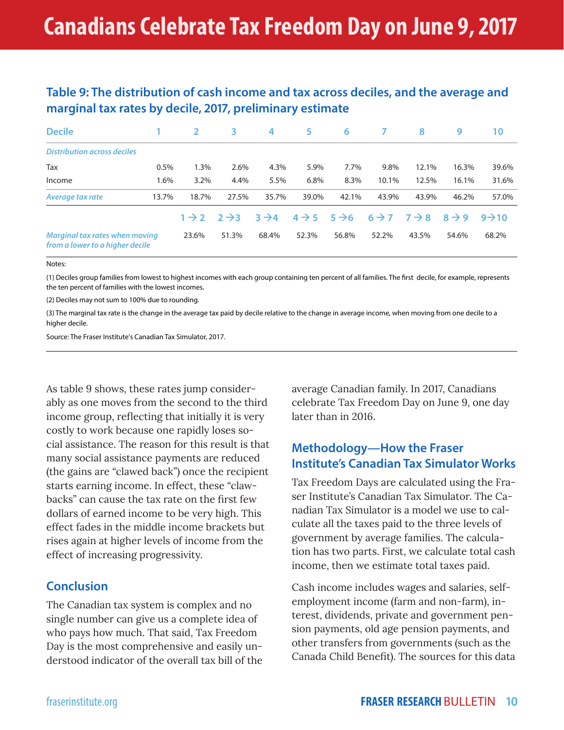# Canadians Celebrate Tax Freedom Day on June 9, 2017

### Table 9: The distribution of cash income and tax across deciles, and the average and marginal tax rates by decile, 2017, preliminary estimate

| Decile | 1 | 2 | 3 | 4 | 5 | 6 | 7 | 8 | 9 | 10 |
|---|---|---|---|---|---|---|---|---|---|---|
| *Distribution across deciles* | | | | | | | | | | |
| Tax | 0.5% | 1.3% | 2.6% | 4.3% | 5.9% | 7.7% | 9.8% | 12.1% | 16.3% | 39.6% |
| Income | 1.6% | 3.2% | 4.4% | 5.5% | 6.8% | 8.3% | 10.1% | 12.5% | 16.1% | 31.6% |
| *Average tax rate* | 13.7% | 18.7% | 27.5% | 35.7% | 39.0% | 42.1% | 43.9% | 43.9% | 46.2% | 57.0% |
| | | 1 → 2 | 2 → 3 | 3 → 4 | 4 → 5 | 5 → 6 | 6 → 7 | 7 → 8 | 8 → 9 | 9 → 10 |
| *Marginal tax rates when moving from a lower to a higher decile* | | 23.6% | 51.3% | 68.4% | 52.3% | 56.8% | 52.2% | 43.5% | 54.6% | 68.2% |

Notes:

(1) Deciles group families from lowest to highest incomes with each group containing ten percent of all families. The first decile, for example, represents the ten percent of families with the lowest incomes.

(2) Deciles may not sum to 100% due to rounding.

(3) The marginal tax rate is the change in the average tax paid by decile relative to the change in average income, when moving from one decile to a higher decile.

Source: The Fraser Institute's Canadian Tax Simulator, 2017.

As table 9 shows, these rates jump considerably as one moves from the second to the third income group, reflecting that initially it is very costly to work because one rapidly loses social assistance. The reason for this result is that many social assistance payments are reduced (the gains are "clawed back") once the recipient starts earning income. In effect, these "clawbacks" can cause the tax rate on the first few dollars of earned income to be very high. This effect fades in the middle income brackets but rises again at higher levels of income from the effect of increasing progressivity.

## Conclusion

The Canadian tax system is complex and no single number can give us a complete idea of who pays how much. That said, Tax Freedom Day is the most comprehensive and easily understood indicator of the overall tax bill of the average Canadian family. In 2017, Canadians celebrate Tax Freedom Day on June 9, one day later than in 2016.

## Methodology—How the Fraser Institute's Canadian Tax Simulator Works

Tax Freedom Days are calculated using the Fraser Institute's Canadian Tax Simulator. The Canadian Tax Simulator is a model we use to calculate all the taxes paid to the three levels of government by average families. The calculation has two parts. First, we calculate total cash income, then we estimate total taxes paid.

Cash income includes wages and salaries, self-employment income (farm and non-farm), interest, dividends, private and government pension payments, old age pension payments, and other transfers from governments (such as the Canada Child Benefit). The sources for this data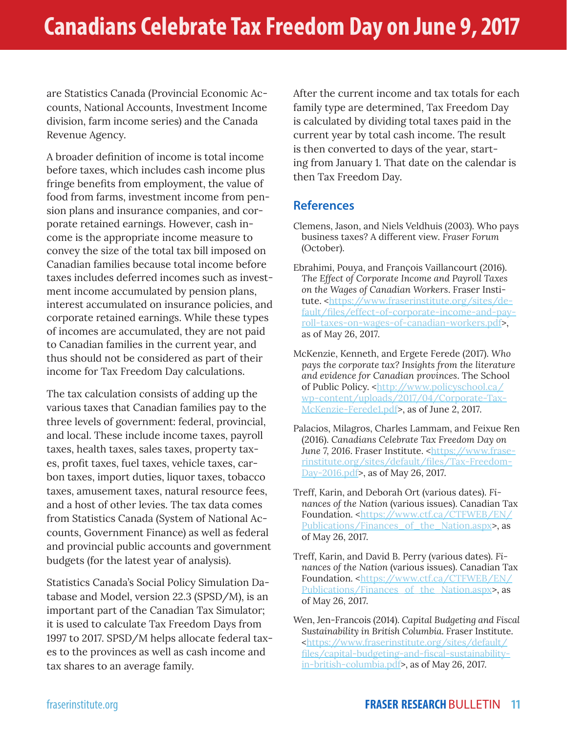are Statistics Canada (Provincial Economic Accounts, National Accounts, Investment Income division, farm income series) and the Canada Revenue Agency.

A broader definition of income is total income before taxes, which includes cash income plus fringe benefits from employment, the value of food from farms, investment income from pension plans and insurance companies, and corporate retained earnings. However, cash income is the appropriate income measure to convey the size of the total tax bill imposed on Canadian families because total income before taxes includes deferred incomes such as investment income accumulated by pension plans, interest accumulated on insurance policies, and corporate retained earnings. While these types of incomes are accumulated, they are not paid to Canadian families in the current year, and thus should not be considered as part of their income for Tax Freedom Day calculations.

The tax calculation consists of adding up the various taxes that Canadian families pay to the three levels of government: federal, provincial, and local. These include income taxes, payroll taxes, health taxes, sales taxes, property taxes, profit taxes, fuel taxes, vehicle taxes, carbon taxes, import duties, liquor taxes, tobacco taxes, amusement taxes, natural resource fees, and a host of other levies. The tax data comes from Statistics Canada (System of National Accounts, Government Finance) as well as federal and provincial public accounts and government budgets (for the latest year of analysis).

Statistics Canada's Social Policy Simulation Database and Model, version 22.3 (SPSD/M), is an important part of the Canadian Tax Simulator; it is used to calculate Tax Freedom Days from 1997 to 2017. SPSD/M helps allocate federal taxes to the provinces as well as cash income and tax shares to an average family.

After the current income and tax totals for each family type are determined, Tax Freedom Day is calculated by dividing total taxes paid in the current year by total cash income. The result is then converted to days of the year, starting from January 1. That date on the calendar is then Tax Freedom Day.

## References

Clemens, Jason, and Niels Veldhuis (2003). Who pays business taxes? A different view. *Fraser Forum* (October).

Ebrahimi, Pouya, and François Vaillancourt (2016). *The Effect of Corporate Income and Payroll Taxes on the Wages of Canadian Workers*. Fraser Institute. <https://www.fraserinstitute.org/sites/default/files/effect-of-corporate-income-and-payroll-taxes-on-wages-of-canadian-workers.pdf>, as of May 26, 2017.

McKenzie, Kenneth, and Ergete Ferede (2017). *Who pays the corporate tax? Insights from the literature and evidence for Canadian provinces*. The School of Public Policy. <http://www.policyschool.ca/wp-content/uploads/2017/04/Corporate-Tax-McKenzie-Ferede1.pdf>, as of June 2, 2017.

Palacios, Milagros, Charles Lammam, and Feixue Ren (2016). *Canadians Celebrate Tax Freedom Day on June 7, 2016*. Fraser Institute. <https://www.fraserinstitute.org/sites/default/files/Tax-Freedom-Day-2016.pdf>, as of May 26, 2017.

Treff, Karin, and Deborah Ort (various dates). *Finances of the Nation* (various issues). Canadian Tax Foundation. <https://www.ctf.ca/CTFWEB/EN/Publications/Finances_of_the_Nation.aspx>, as of May 26, 2017.

Treff, Karin, and David B. Perry (various dates). *Finances of the Nation* (various issues). Canadian Tax Foundation. <https://www.ctf.ca/CTFWEB/EN/Publications/Finances_of_the_Nation.aspx>, as of May 26, 2017.

Wen, Jen-Francois (2014). *Capital Budgeting and Fiscal Sustainability in British Columbia*. Fraser Institute. <https://www.fraserinstitute.org/sites/default/files/capital-budgeting-and-fiscal-sustainability-in-british-columbia.pdf>, as of May 26, 2017.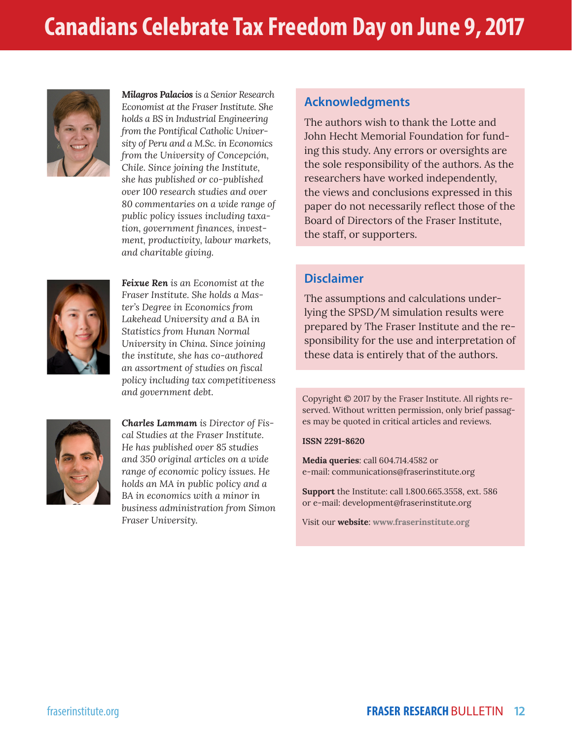# Canadians Celebrate Tax Freedom Day on June 9, 2017

***Milagros Palacios*** *is a Senior Research Economist at the Fraser Institute. She holds a BS in Industrial Engineering from the Pontifical Catholic University of Peru and a M.Sc. in Economics from the University of Concepción, Chile. Since joining the Institute, she has published or co-published over 100 research studies and over 80 commentaries on a wide range of public policy issues including taxation, government finances, investment, productivity, labour markets, and charitable giving.*

***Feixue Ren*** *is an Economist at the Fraser Institute. She holds a Master's Degree in Economics from Lakehead University and a BA in Statistics from Hunan Normal University in China. Since joining the institute, she has co-authored an assortment of studies on fiscal policy including tax competitiveness and government debt.*

***Charles Lammam*** *is Director of Fiscal Studies at the Fraser Institute. He has published over 85 studies and 350 original articles on a wide range of economic policy issues. He holds an MA in public policy and a BA in economics with a minor in business administration from Simon Fraser University.*

## Acknowledgments

The authors wish to thank the Lotte and John Hecht Memorial Foundation for funding this study. Any errors or oversights are the sole responsibility of the authors. As the researchers have worked independently, the views and conclusions expressed in this paper do not necessarily reflect those of the Board of Directors of the Fraser Institute, the staff, or supporters.

## Disclaimer

The assumptions and calculations underlying the SPSD/M simulation results were prepared by The Fraser Institute and the responsibility for the use and interpretation of these data is entirely that of the authors.

Copyright © 2017 by the Fraser Institute. All rights reserved. Without written permission, only brief passages may be quoted in critical articles and reviews.

**ISSN 2291-8620**

**Media queries**: call 604.714.4582 or e-mail: communications@fraserinstitute.org

**Support** the Institute: call 1.800.665.3558, ext. 586 or e-mail: development@fraserinstitute.org

Visit our **website**: www.fraserinstitute.org